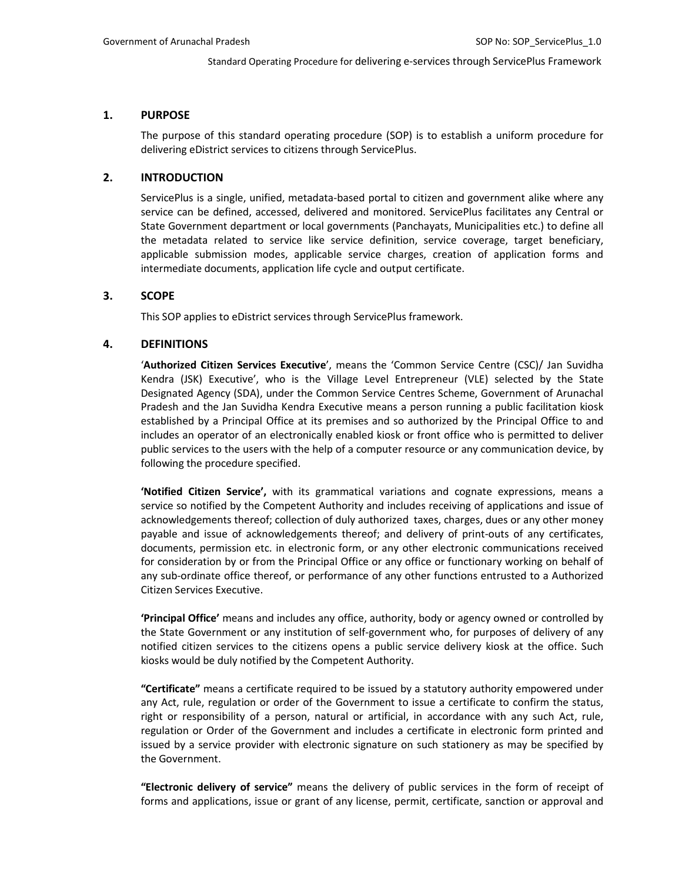## 1. PURPOSE

The purpose of this standard operating procedure (SOP) is to establish a uniform procedure for delivering eDistrict services to citizens through ServicePlus.

## 2. INTRODUCTION

ServicePlus is a single, unified, metadata-based portal to citizen and government alike where any service can be defined, accessed, delivered and monitored. ServicePlus facilitates any Central or State Government department or local governments (Panchayats, Municipalities etc.) to define all the metadata related to service like service definition, service coverage, target beneficiary, applicable submission modes, applicable service charges, creation of application forms and intermediate documents, application life cycle and output certificate.

## 3. SCOPE

This SOP applies to eDistrict services through ServicePlus framework.

## 4. DEFINITIONS

'**Authorized Citizen Services Executive**', means the 'Common Service Centre (CSC)/ Jan Suvidha Kendra (JSK) Executive', who is the Village Level Entrepreneur (VLE) selected by the State Designated Agency (SDA), under the Common Service Centres Scheme, Government of Arunachal Pradesh and the Jan Suvidha Kendra Executive means a person running a public facilitation kiosk established by a Principal Office at its premises and so authorized by the Principal Office to and includes an operator of an electronically enabled kiosk or front office who is permitted to deliver public services to the users with the help of a computer resource or any communication device, by following the procedure specified.

**'Notified Citizen Service',** with its grammatical variations and cognate expressions, means a service so notified by the Competent Authority and includes receiving of applications and issue of acknowledgements thereof; collection of duly authorized taxes, charges, dues or any other money payable and issue of acknowledgements thereof; and delivery of print-outs of any certificates, documents, permission etc. in electronic form, or any other electronic communications received for consideration by or from the Principal Office or any office or functionary working on behalf of any sub-ordinate office thereof, or performance of any other functions entrusted to a Authorized Citizen Services Executive.

**'Principal Office'** means and includes any office, authority, body or agency owned or controlled by the State Government or any institution of self-government who, for purposes of delivery of any notified citizen services to the citizens opens a public service delivery kiosk at the office. Such kiosks would be duly notified by the Competent Authority.

**"Certificate"** means a certificate required to be issued by a statutory authority empowered under any Act, rule, regulation or order of the Government to issue a certificate to confirm the status, right or responsibility of a person, natural or artificial, in accordance with any such Act, rule, regulation or Order of the Government and includes a certificate in electronic form printed and issued by a service provider with electronic signature on such stationery as may be specified by the Government.

**"Electronic delivery of service"** means the delivery of public services in the form of receipt of forms and applications, issue or grant of any license, permit, certificate, sanction or approval and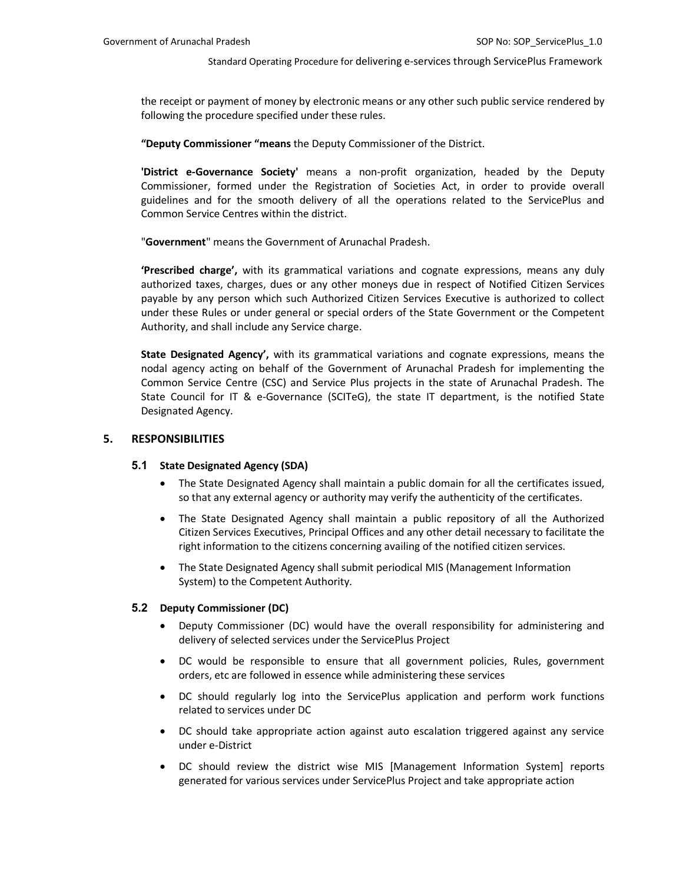the receipt or payment of money by electronic means or any other such public service rendered by following the procedure specified under these rules.

**“Deputy Commissioner “means** the Deputy Commissioner of the District.

**'District e-Governance Society'** means a non-profit organization, headed by the Deputy Commissioner, formed under the Registration of Societies Act, in order to provide overall guidelines and for the smooth delivery of all the operations related to the ServicePlus and Common Service Centres within the district.

"**Government**" means the Government of Arunachal Pradesh.

**‘Prescribed charge’,** with its grammatical variations and cognate expressions, means any duly authorized taxes, charges, dues or any other moneys due in respect of Notified Citizen Services payable by any person which such Authorized Citizen Services Executive is authorized to collect under these Rules or under general or special orders of the State Government or the Competent Authority, and shall include any Service charge.

**State Designated Agency’,** with its grammatical variations and cognate expressions, means the nodal agency acting on behalf of the Government of Arunachal Pradesh for implementing the Common Service Centre (CSC) and Service Plus projects in the state of Arunachal Pradesh. The State Council for IT & e-Governance (SCITeG), the state IT department, is the notified State Designated Agency.

## 5. RESPONSIBILITIES

### 5.1 State Designated Agency (SDA)

- The State Designated Agency shall maintain a public domain for all the certificates issued, so that any external agency or authority may verify the authenticity of the certificates.
- The State Designated Agency shall maintain a public repository of all the Authorized Citizen Services Executives, Principal Offices and any other detail necessary to facilitate the right information to the citizens concerning availing of the notified citizen services.
- The State Designated Agency shall submit periodical MIS (Management Information System) to the Competent Authority.

### 5.2 Deputy Commissioner (DC)

- Deputy Commissioner (DC) would have the overall responsibility for administering and delivery of selected services under the ServicePlus Project
- DC would be responsible to ensure that all government policies, Rules, government orders, etc are followed in essence while administering these services
- DC should regularly log into the ServicePlus application and perform work functions related to services under DC
- DC should take appropriate action against auto escalation triggered against any service under e-District
- DC should review the district wise MIS [Management Information System] reports generated for various services under ServicePlus Project and take appropriate action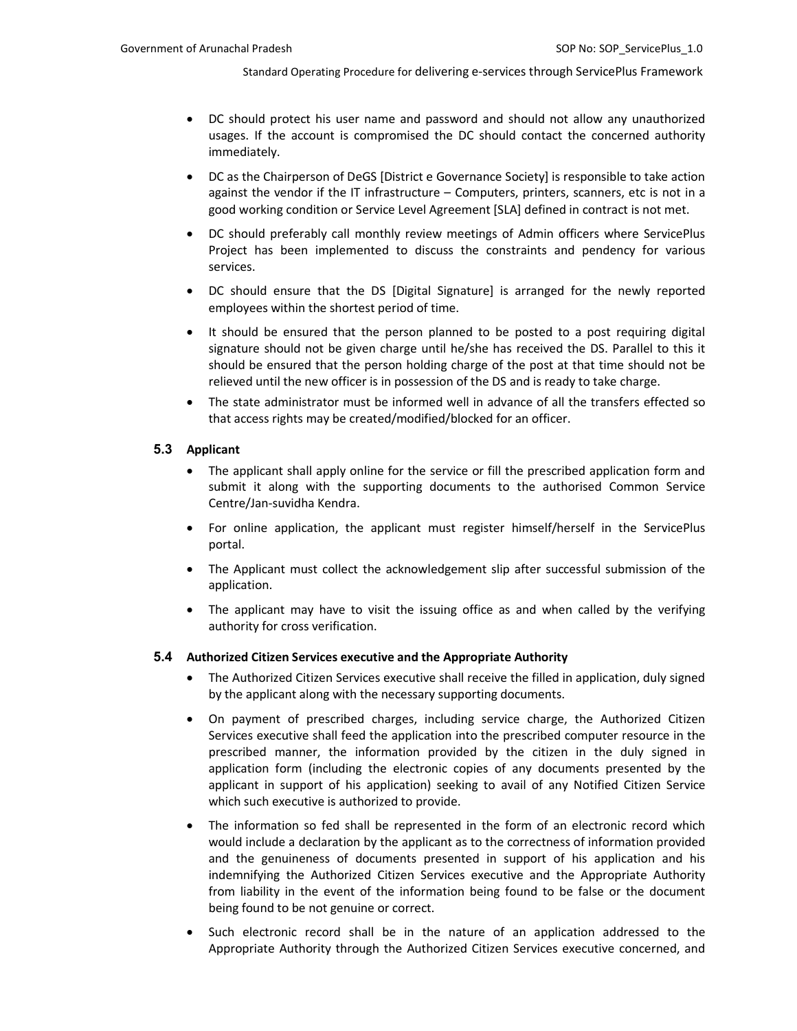- DC should protect his user name and password and should not allow any unauthorized usages. If the account is compromised the DC should contact the concerned authority immediately.
- DC as the Chairperson of DeGS [District e Governance Society] is responsible to take action against the vendor if the IT infrastructure – Computers, printers, scanners, etc is not in a good working condition or Service Level Agreement [SLA] defined in contract is not met.
- DC should preferably call monthly review meetings of Admin officers where ServicePlus Project has been implemented to discuss the constraints and pendency for various services.
- DC should ensure that the DS [Digital Signature] is arranged for the newly reported employees within the shortest period of time.
- It should be ensured that the person planned to be posted to a post requiring digital signature should not be given charge until he/she has received the DS. Parallel to this it should be ensured that the person holding charge of the post at that time should not be relieved until the new officer is in possession of the DS and is ready to take charge.
- The state administrator must be informed well in advance of all the transfers effected so that access rights may be created/modified/blocked for an officer.

### 5.3 Applicant

- The applicant shall apply online for the service or fill the prescribed application form and submit it along with the supporting documents to the authorised Common Service Centre/Jan-suvidha Kendra.
- For online application, the applicant must register himself/herself in the ServicePlus portal.
- The Applicant must collect the acknowledgement slip after successful submission of the application.
- The applicant may have to visit the issuing office as and when called by the verifying authority for cross verification.

### 5.4 Authorized Citizen Services executive and the Appropriate Authority

- The Authorized Citizen Services executive shall receive the filled in application, duly signed by the applicant along with the necessary supporting documents.
- On payment of prescribed charges, including service charge, the Authorized Citizen Services executive shall feed the application into the prescribed computer resource in the prescribed manner, the information provided by the citizen in the duly signed in application form (including the electronic copies of any documents presented by the applicant in support of his application) seeking to avail of any Notified Citizen Service which such executive is authorized to provide.
- The information so fed shall be represented in the form of an electronic record which would include a declaration by the applicant as to the correctness of information provided and the genuineness of documents presented in support of his application and his indemnifying the Authorized Citizen Services executive and the Appropriate Authority from liability in the event of the information being found to be false or the document being found to be not genuine or correct.
- Such electronic record shall be in the nature of an application addressed to the Appropriate Authority through the Authorized Citizen Services executive concerned, and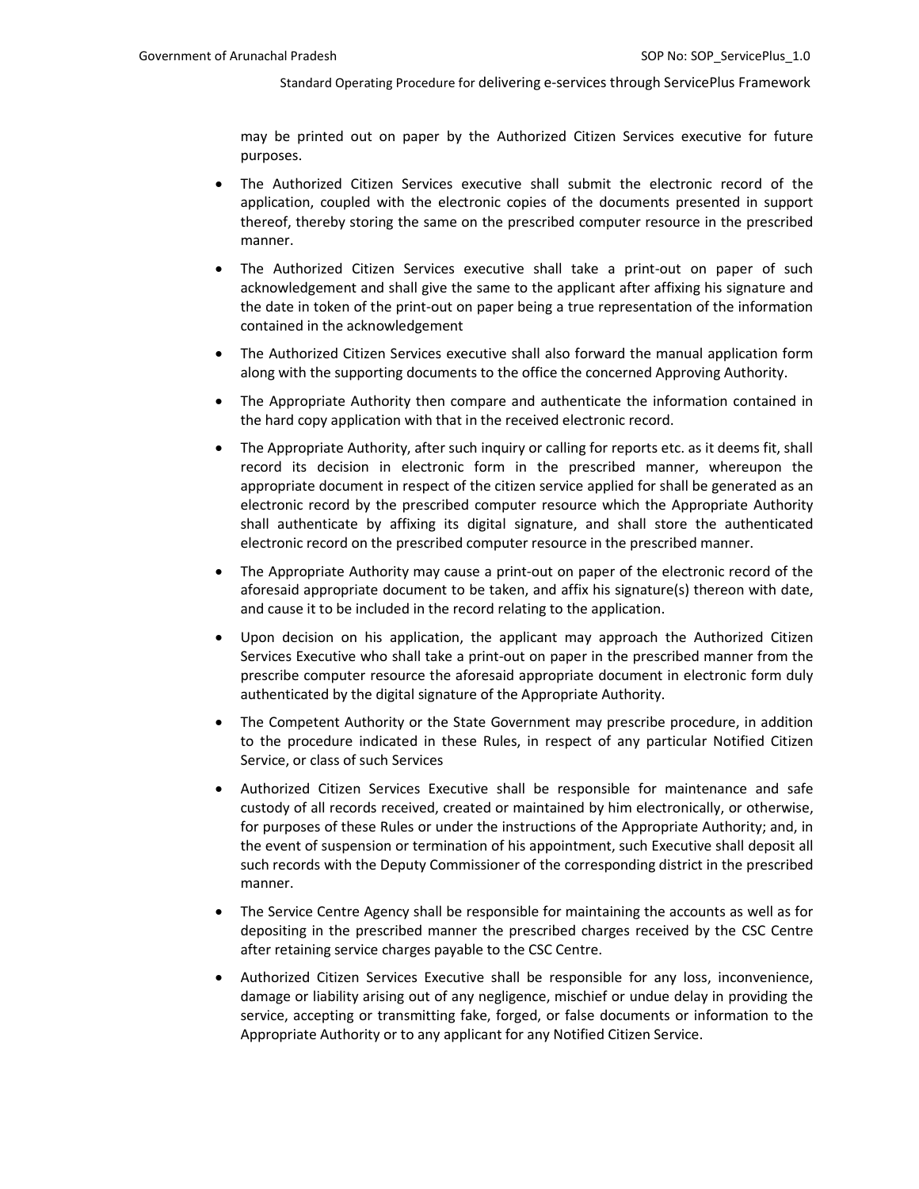may be printed out on paper by the Authorized Citizen Services executive for future purposes.

- The Authorized Citizen Services executive shall submit the electronic record of the application, coupled with the electronic copies of the documents presented in support thereof, thereby storing the same on the prescribed computer resource in the prescribed manner.
- The Authorized Citizen Services executive shall take a print-out on paper of such acknowledgement and shall give the same to the applicant after affixing his signature and the date in token of the print-out on paper being a true representation of the information contained in the acknowledgement
- The Authorized Citizen Services executive shall also forward the manual application form along with the supporting documents to the office the concerned Approving Authority.
- The Appropriate Authority then compare and authenticate the information contained in the hard copy application with that in the received electronic record.
- The Appropriate Authority, after such inquiry or calling for reports etc. as it deems fit, shall record its decision in electronic form in the prescribed manner, whereupon the appropriate document in respect of the citizen service applied for shall be generated as an electronic record by the prescribed computer resource which the Appropriate Authority shall authenticate by affixing its digital signature, and shall store the authenticated electronic record on the prescribed computer resource in the prescribed manner.
- The Appropriate Authority may cause a print-out on paper of the electronic record of the aforesaid appropriate document to be taken, and affix his signature(s) thereon with date, and cause it to be included in the record relating to the application.
- Upon decision on his application, the applicant may approach the Authorized Citizen Services Executive who shall take a print-out on paper in the prescribed manner from the prescribe computer resource the aforesaid appropriate document in electronic form duly authenticated by the digital signature of the Appropriate Authority.
- The Competent Authority or the State Government may prescribe procedure, in addition to the procedure indicated in these Rules, in respect of any particular Notified Citizen Service, or class of such Services
- Authorized Citizen Services Executive shall be responsible for maintenance and safe custody of all records received, created or maintained by him electronically, or otherwise, for purposes of these Rules or under the instructions of the Appropriate Authority; and, in the event of suspension or termination of his appointment, such Executive shall deposit all such records with the Deputy Commissioner of the corresponding district in the prescribed manner.
- The Service Centre Agency shall be responsible for maintaining the accounts as well as for depositing in the prescribed manner the prescribed charges received by the CSC Centre after retaining service charges payable to the CSC Centre.
- Authorized Citizen Services Executive shall be responsible for any loss, inconvenience, damage or liability arising out of any negligence, mischief or undue delay in providing the service, accepting or transmitting fake, forged, or false documents or information to the Appropriate Authority or to any applicant for any Notified Citizen Service.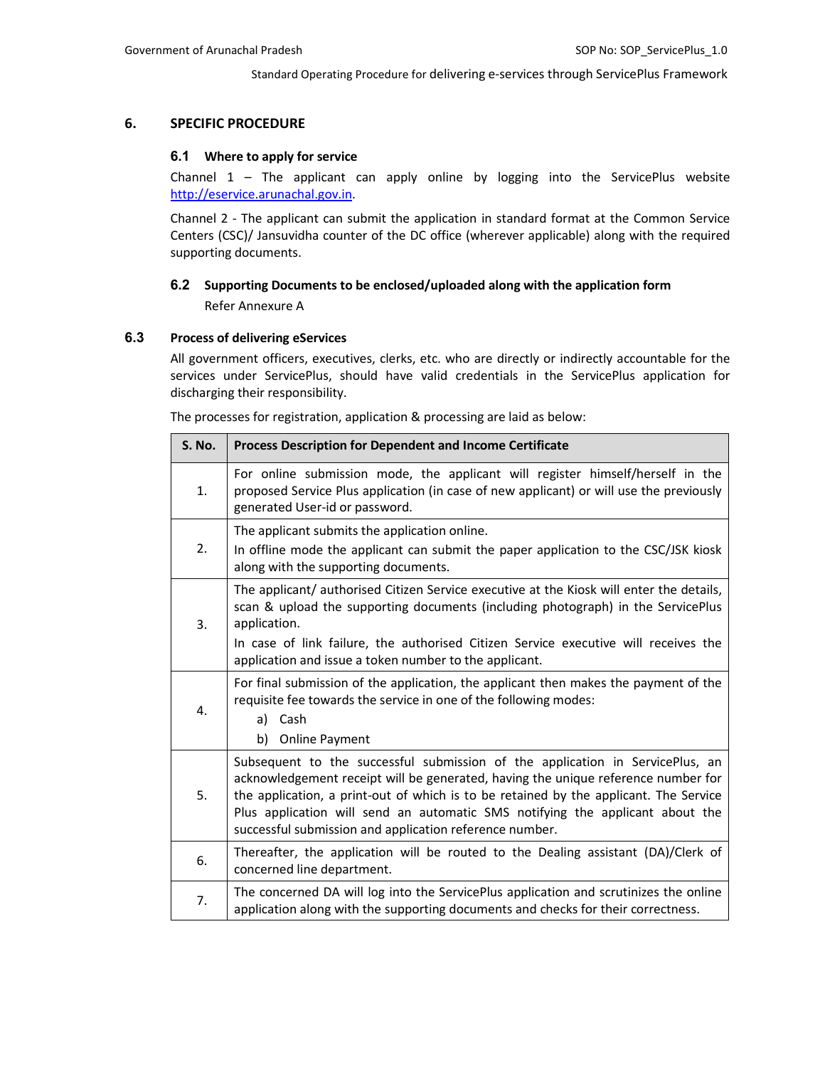## 6. SPECIFIC PROCEDURE

### 6.1 Where to apply for service

Channel 1 – The applicant can apply online by logging into the ServicePlus website http://eservice.arunachal.gov.in.

Channel 2 - The applicant can submit the application in standard format at the Common Service Centers (CSC)/ Jansuvidha counter of the DC office (wherever applicable) along with the required supporting documents.

### 6.2 Supporting Documents to be enclosed/uploaded along with the application form

Refer Annexure A

### 6.3 Process of delivering eServices

All government officers, executives, clerks, etc. who are directly or indirectly accountable for the services under ServicePlus, should have valid credentials in the ServicePlus application for discharging their responsibility.

The processes for registration, application & processing are laid as below:

| S. No. | Process Description for Dependent and Income Certificate |
|---|---|
| 1. | For online submission mode, the applicant will register himself/herself in the proposed Service Plus application (in case of new applicant) or will use the previously generated User-id or password. |
| 2. | The applicant submits the application online.<br>In offline mode the applicant can submit the paper application to the CSC/JSK kiosk along with the supporting documents. |
| 3. | The applicant/ authorised Citizen Service executive at the Kiosk will enter the details, scan & upload the supporting documents (including photograph) in the ServicePlus application.<br>In case of link failure, the authorised Citizen Service executive will receives the application and issue a token number to the applicant. |
| 4. | For final submission of the application, the applicant then makes the payment of the requisite fee towards the service in one of the following modes:<br>a) Cash<br>b) Online Payment |
| 5. | Subsequent to the successful submission of the application in ServicePlus, an acknowledgement receipt will be generated, having the unique reference number for the application, a print-out of which is to be retained by the applicant. The Service Plus application will send an automatic SMS notifying the applicant about the successful submission and application reference number. |
| 6. | Thereafter, the application will be routed to the Dealing assistant (DA)/Clerk of concerned line department. |
| 7. | The concerned DA will log into the ServicePlus application and scrutinizes the online application along with the supporting documents and checks for their correctness. |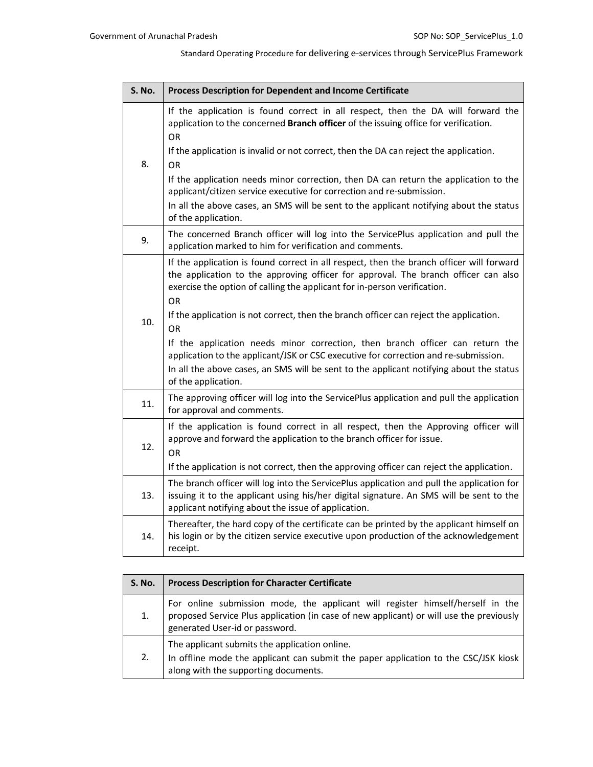| S. No. | Process Description for Dependent and Income Certificate |
|---|---|
| 8. | If the application is found correct in all respect, then the DA will forward the application to the concerned **Branch officer** of the issuing office for verification.<br>OR<br>If the application is invalid or not correct, then the DA can reject the application.<br>OR<br>If the application needs minor correction, then DA can return the application to the applicant/citizen service executive for correction and re-submission.<br>In all the above cases, an SMS will be sent to the applicant notifying about the status of the application. |
| 9. | The concerned Branch officer will log into the ServicePlus application and pull the application marked to him for verification and comments. |
| 10. | If the application is found correct in all respect, then the branch officer will forward the application to the approving officer for approval. The branch officer can also exercise the option of calling the applicant for in-person verification.<br>OR<br>If the application is not correct, then the branch officer can reject the application.<br>OR<br>If the application needs minor correction, then branch officer can return the application to the applicant/JSK or CSC executive for correction and re-submission.<br>In all the above cases, an SMS will be sent to the applicant notifying about the status of the application. |
| 11. | The approving officer will log into the ServicePlus application and pull the application for approval and comments. |
| 12. | If the application is found correct in all respect, then the Approving officer will approve and forward the application to the branch officer for issue.<br>OR<br>If the application is not correct, then the approving officer can reject the application. |
| 13. | The branch officer will log into the ServicePlus application and pull the application for issuing it to the applicant using his/her digital signature. An SMS will be sent to the applicant notifying about the issue of application. |
| 14. | Thereafter, the hard copy of the certificate can be printed by the applicant himself on his login or by the citizen service executive upon production of the acknowledgement receipt. |

| S. No. | Process Description for Character Certificate |
|---|---|
| 1. | For online submission mode, the applicant will register himself/herself in the proposed Service Plus application (in case of new applicant) or will use the previously generated User-id or password. |
| 2. | The applicant submits the application online.<br>In offline mode the applicant can submit the paper application to the CSC/JSK kiosk along with the supporting documents. |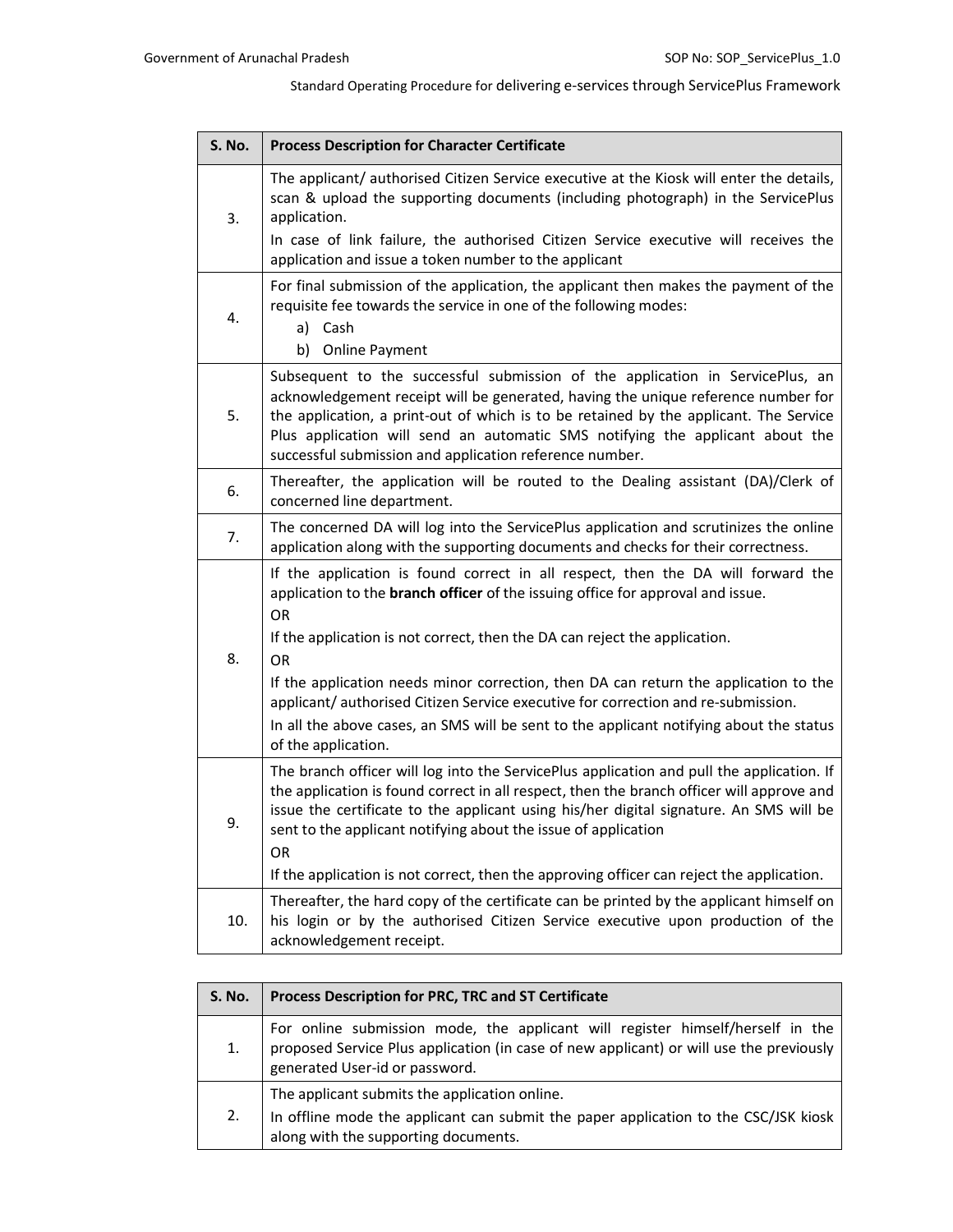| S. No. | Process Description for Character Certificate |
|---|---|
| 3. | The applicant/ authorised Citizen Service executive at the Kiosk will enter the details, scan & upload the supporting documents (including photograph) in the ServicePlus application.<br>In case of link failure, the authorised Citizen Service executive will receives the application and issue a token number to the applicant |
| 4. | For final submission of the application, the applicant then makes the payment of the requisite fee towards the service in one of the following modes:<br>a) Cash<br>b) Online Payment |
| 5. | Subsequent to the successful submission of the application in ServicePlus, an acknowledgement receipt will be generated, having the unique reference number for the application, a print-out of which is to be retained by the applicant. The Service Plus application will send an automatic SMS notifying the applicant about the successful submission and application reference number. |
| 6. | Thereafter, the application will be routed to the Dealing assistant (DA)/Clerk of concerned line department. |
| 7. | The concerned DA will log into the ServicePlus application and scrutinizes the online application along with the supporting documents and checks for their correctness. |
| 8. | If the application is found correct in all respect, then the DA will forward the application to the **branch officer** of the issuing office for approval and issue.<br>OR<br>If the application is not correct, then the DA can reject the application.<br>OR<br>If the application needs minor correction, then DA can return the application to the applicant/ authorised Citizen Service executive for correction and re-submission.<br>In all the above cases, an SMS will be sent to the applicant notifying about the status of the application. |
| 9. | The branch officer will log into the ServicePlus application and pull the application. If the application is found correct in all respect, then the branch officer will approve and issue the certificate to the applicant using his/her digital signature. An SMS will be sent to the applicant notifying about the issue of application<br>OR<br>If the application is not correct, then the approving officer can reject the application. |
| 10. | Thereafter, the hard copy of the certificate can be printed by the applicant himself on his login or by the authorised Citizen Service executive upon production of the acknowledgement receipt. |

| S. No. | Process Description for PRC, TRC and ST Certificate |
|---|---|
| 1. | For online submission mode, the applicant will register himself/herself in the proposed Service Plus application (in case of new applicant) or will use the previously generated User-id or password. |
| 2. | The applicant submits the application online.<br>In offline mode the applicant can submit the paper application to the CSC/JSK kiosk along with the supporting documents. |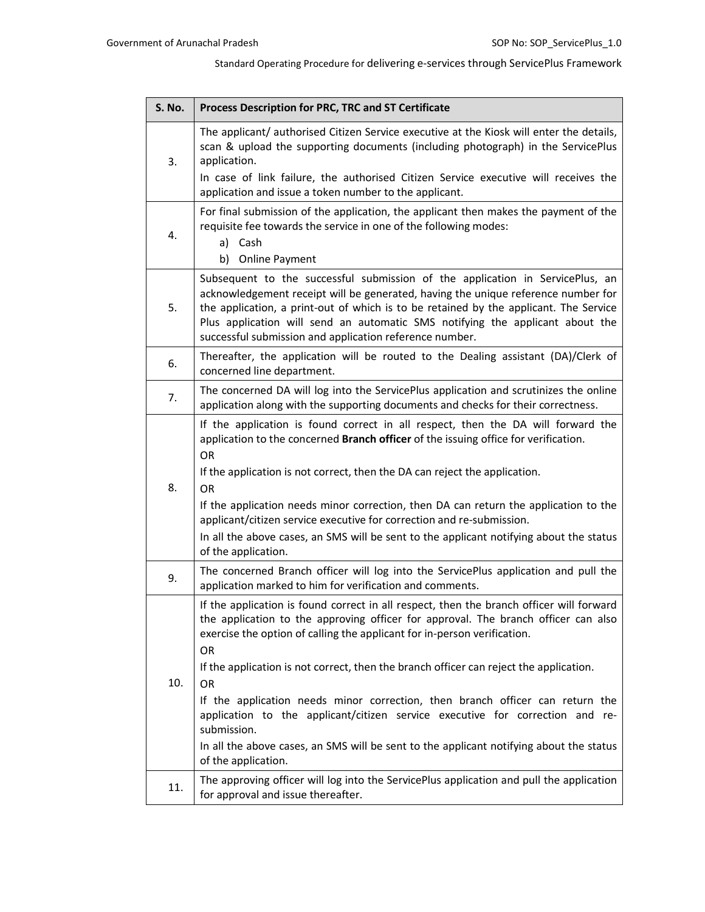| S. No. | Process Description for PRC, TRC and ST Certificate |
|---|---|
| 3. | The applicant/ authorised Citizen Service executive at the Kiosk will enter the details, scan & upload the supporting documents (including photograph) in the ServicePlus application.<br>In case of link failure, the authorised Citizen Service executive will receives the application and issue a token number to the applicant. |
| 4. | For final submission of the application, the applicant then makes the payment of the requisite fee towards the service in one of the following modes:<br>a) Cash<br>b) Online Payment |
| 5. | Subsequent to the successful submission of the application in ServicePlus, an acknowledgement receipt will be generated, having the unique reference number for the application, a print-out of which is to be retained by the applicant. The Service Plus application will send an automatic SMS notifying the applicant about the successful submission and application reference number. |
| 6. | Thereafter, the application will be routed to the Dealing assistant (DA)/Clerk of concerned line department. |
| 7. | The concerned DA will log into the ServicePlus application and scrutinizes the online application along with the supporting documents and checks for their correctness. |
| 8. | If the application is found correct in all respect, then the DA will forward the application to the concerned **Branch officer** of the issuing office for verification.<br>OR<br>If the application is not correct, then the DA can reject the application.<br>OR<br>If the application needs minor correction, then DA can return the application to the applicant/citizen service executive for correction and re-submission.<br>In all the above cases, an SMS will be sent to the applicant notifying about the status of the application. |
| 9. | The concerned Branch officer will log into the ServicePlus application and pull the application marked to him for verification and comments. |
| 10. | If the application is found correct in all respect, then the branch officer will forward the application to the approving officer for approval. The branch officer can also exercise the option of calling the applicant for in-person verification.<br>OR<br>If the application is not correct, then the branch officer can reject the application.<br>OR<br>If the application needs minor correction, then branch officer can return the application to the applicant/citizen service executive for correction and re-submission.<br>In all the above cases, an SMS will be sent to the applicant notifying about the status of the application. |
| 11. | The approving officer will log into the ServicePlus application and pull the application for approval and issue thereafter. |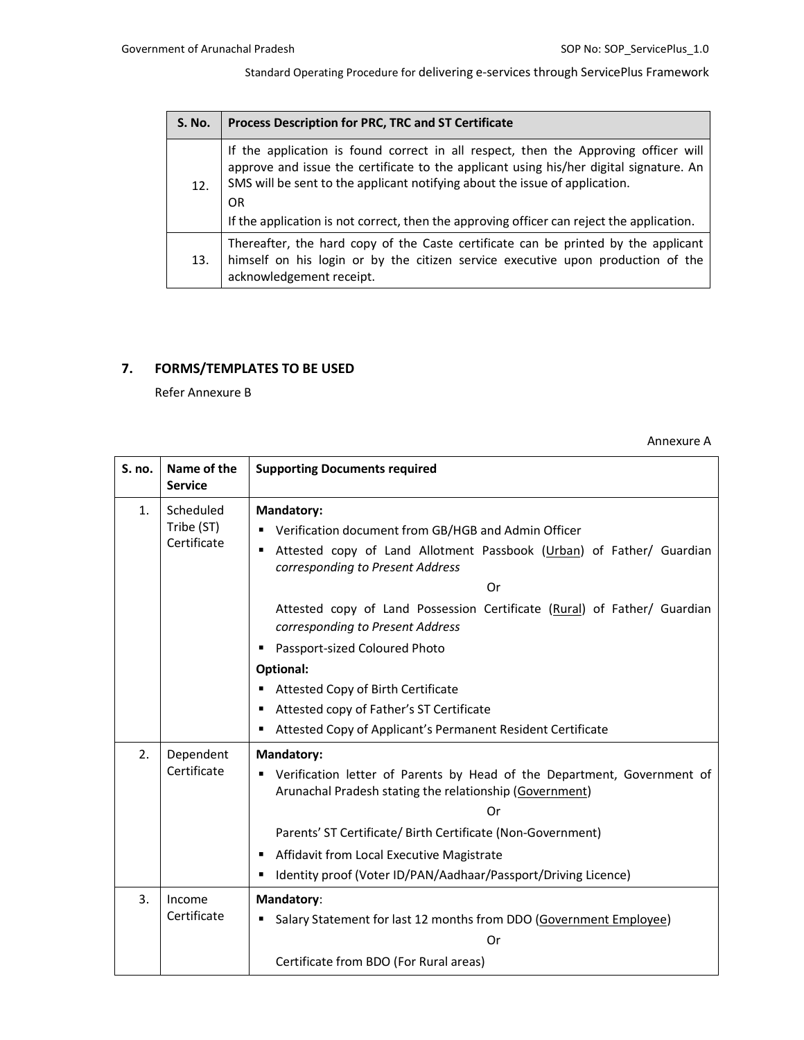| S. No. | Process Description for PRC, TRC and ST Certificate |
|---|---|
| 12. | If the application is found correct in all respect, then the Approving officer will approve and issue the certificate to the applicant using his/her digital signature. An SMS will be sent to the applicant notifying about the issue of application.<br>OR<br>If the application is not correct, then the approving officer can reject the application. |
| 13. | Thereafter, the hard copy of the Caste certificate can be printed by the applicant himself on his login or by the citizen service executive upon production of the acknowledgement receipt. |

## 7. FORMS/TEMPLATES TO BE USED

Refer Annexure B

Annexure A

| S. no. | Name of the Service | Supporting Documents required |
|---|---|---|
| 1. | Scheduled Tribe (ST) Certificate | **Mandatory:**<br>▪ Verification document from GB/HGB and Admin Officer<br>▪ Attested copy of Land Allotment Passbook (Urban) of Father/ Guardian *corresponding to Present Address*<br>Or<br>Attested copy of Land Possession Certificate (Rural) of Father/ Guardian *corresponding to Present Address*<br>▪ Passport-sized Coloured Photo<br>**Optional:**<br>▪ Attested Copy of Birth Certificate<br>▪ Attested copy of Father's ST Certificate<br>▪ Attested Copy of Applicant's Permanent Resident Certificate |
| 2. | Dependent Certificate | **Mandatory:**<br>▪ Verification letter of Parents by Head of the Department, Government of Arunachal Pradesh stating the relationship (Government)<br>Or<br>Parents' ST Certificate/ Birth Certificate (Non-Government)<br>▪ Affidavit from Local Executive Magistrate<br>▪ Identity proof (Voter ID/PAN/Aadhaar/Passport/Driving Licence) |
| 3. | Income Certificate | **Mandatory**:<br>▪ Salary Statement for last 12 months from DDO (Government Employee)<br>Or<br>Certificate from BDO (For Rural areas) |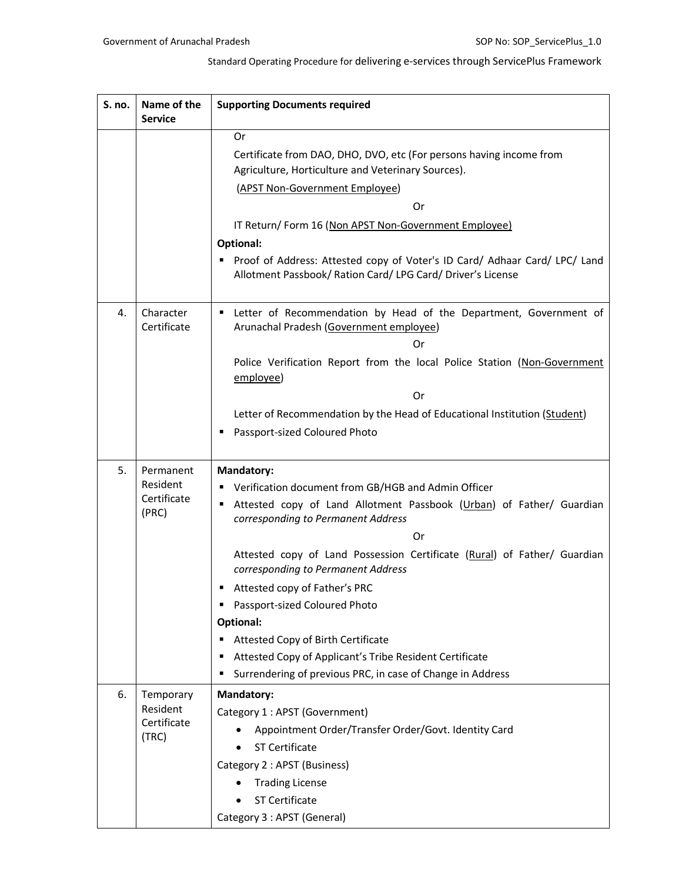| S. no. | Name of the Service | Supporting Documents required |
|---|---|---|
| | | Or<br>Certificate from DAO, DHO, DVO, etc (For persons having income from Agriculture, Horticulture and Veterinary Sources).<br>(APST Non-Government Employee)<br>Or<br>IT Return/ Form 16 (Non APST Non-Government Employee)<br>**Optional:**<br>▪ Proof of Address: Attested copy of Voter's ID Card/ Adhaar Card/ LPC/ Land Allotment Passbook/ Ration Card/ LPG Card/ Driver's License |
| 4. | Character Certificate | ▪ Letter of Recommendation by Head of the Department, Government of Arunachal Pradesh (Government employee)<br>Or<br>Police Verification Report from the local Police Station (Non-Government employee)<br>Or<br>Letter of Recommendation by the Head of Educational Institution (Student)<br>▪ Passport-sized Coloured Photo |
| 5. | Permanent Resident Certificate (PRC) | **Mandatory:**<br>▪ Verification document from GB/HGB and Admin Officer<br>▪ Attested copy of Land Allotment Passbook (Urban) of Father/ Guardian *corresponding to Permanent Address*<br>Or<br>Attested copy of Land Possession Certificate (Rural) of Father/ Guardian *corresponding to Permanent Address*<br>▪ Attested copy of Father's PRC<br>▪ Passport-sized Coloured Photo<br>**Optional:**<br>▪ Attested Copy of Birth Certificate<br>▪ Attested Copy of Applicant's Tribe Resident Certificate<br>▪ Surrendering of previous PRC, in case of Change in Address |
| 6. | Temporary Resident Certificate (TRC) | **Mandatory:**<br>Category 1 : APST (Government)<br>• Appointment Order/Transfer Order/Govt. Identity Card<br>• ST Certificate<br>Category 2 : APST (Business)<br>• Trading License<br>• ST Certificate<br>Category 3 : APST (General) |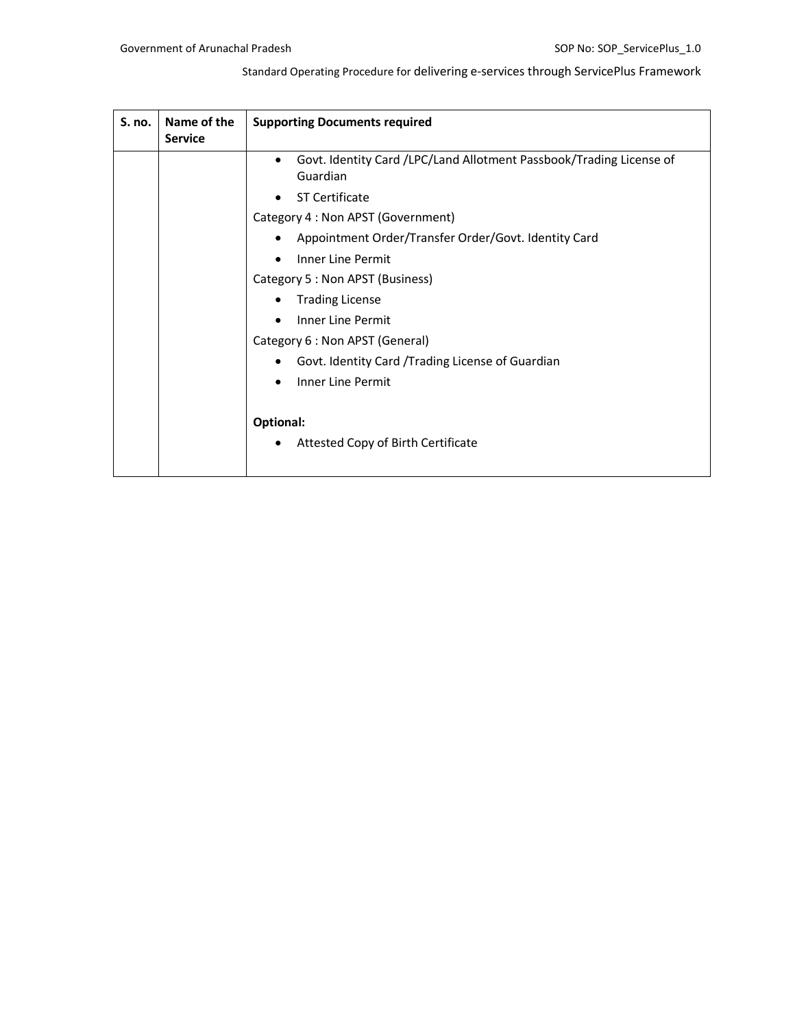| S. no. | Name of the Service | Supporting Documents required |
| --- | --- | --- |
| | | • Govt. Identity Card /LPC/Land Allotment Passbook/Trading License of Guardian<br>• ST Certificate<br>Category 4 : Non APST (Government)<br>• Appointment Order/Transfer Order/Govt. Identity Card<br>• Inner Line Permit<br>Category 5 : Non APST (Business)<br>• Trading License<br>• Inner Line Permit<br>Category 6 : Non APST (General)<br>• Govt. Identity Card /Trading License of Guardian<br>• Inner Line Permit<br><br>**Optional:**<br>• Attested Copy of Birth Certificate |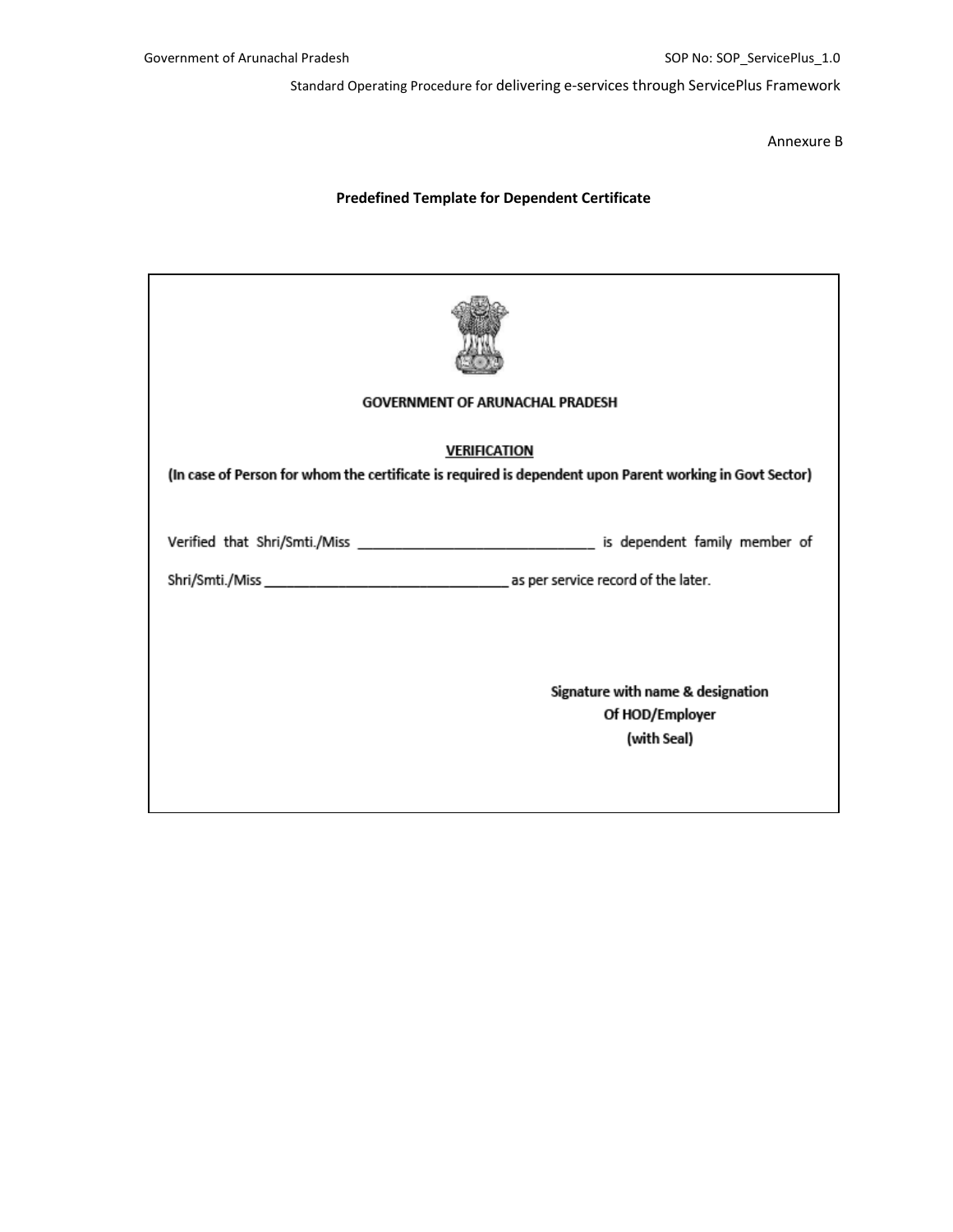Annexure B

**Predefined Template for Dependent Certificate**

**GOVERNMENT OF ARUNACHAL PRADESH**

**VERIFICATION**

**(In case of Person for whom the certificate is required is dependent upon Parent working in Govt Sector)**

Verified that Shri/Smti./Miss ______________________________ is dependent family member of Shri/Smti./Miss ______________________________ as per service record of the later.

**Signature with name & designation**
**Of HOD/Employer**
**(with Seal)**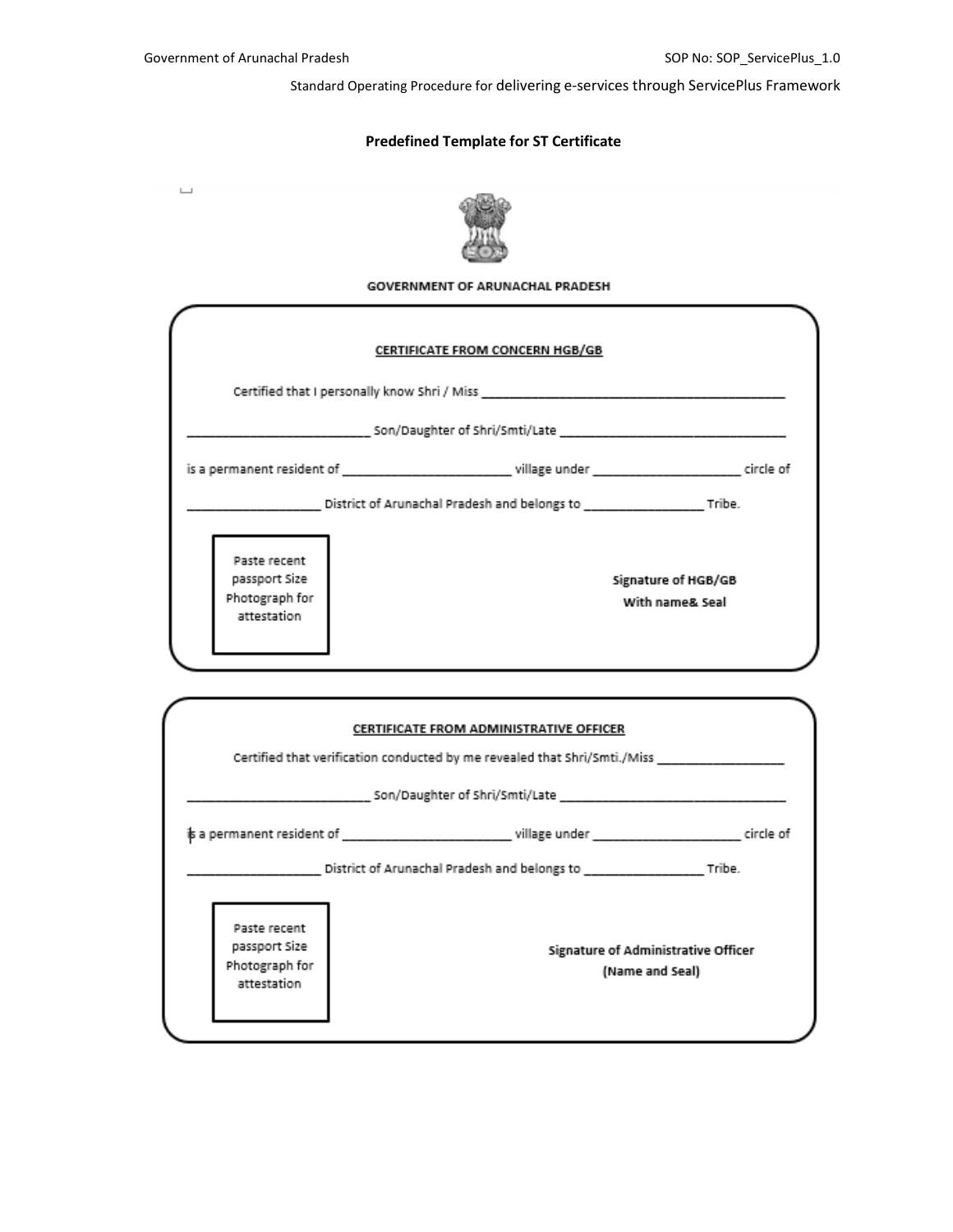## Predefined Template for ST Certificate

**GOVERNMENT OF ARUNACHAL PRADESH**

**CERTIFICATE FROM CONCERN HGB/GB**

Certified that I personally know Shri / Miss ________________________________________

__________________________ Son/Daughter of Shri/Smti/Late ________________________________

is a permanent resident of ________________________ village under _____________________ circle of

___________________ District of Arunachal Pradesh and belongs to _________________ Tribe.

Paste recent passport Size Photograph for attestation

**Signature of HGB/GB**
**With name& Seal**

**CERTIFICATE FROM ADMINISTRATIVE OFFICER**

Certified that verification conducted by me revealed that Shri/Smti./Miss __________________

__________________________ Son/Daughter of Shri/Smti/Late ________________________________

is a permanent resident of ________________________ village under _____________________ circle of

___________________ District of Arunachal Pradesh and belongs to _________________ Tribe.

Paste recent passport Size Photograph for attestation

**Signature of Administrative Officer**
**(Name and Seal)**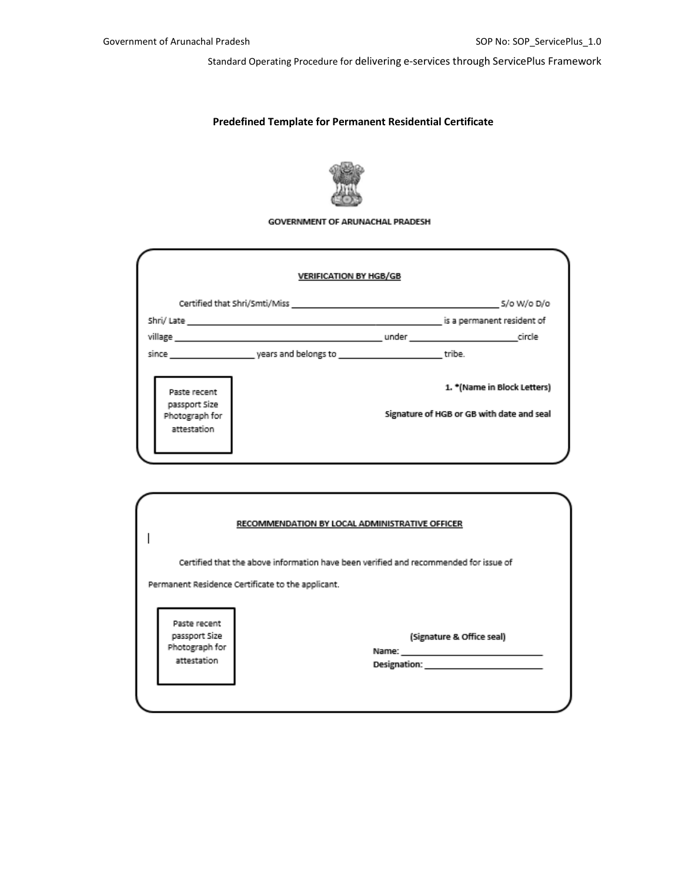### Predefined Template for Permanent Residential Certificate

GOVERNMENT OF ARUNACHAL PRADESH

**VERIFICATION BY HGB/GB**

Certified that Shri/Smti/Miss ________________________________ S/o W/o D/o Shri/ Late ________________________________ is a permanent resident of village ________________________ under ________________ circle since ____________ years and belongs to ________________ tribe.

Paste recent passport Size Photograph for attestation

**1. *(Name in Block Letters)**

**Signature of HGB or GB with date and seal**

**RECOMMENDATION BY LOCAL ADMINISTRATIVE OFFICER**

Certified that the above information have been verified and recommended for issue of Permanent Residence Certificate to the applicant.

Paste recent passport Size Photograph for attestation

**(Signature & Office seal)**

**Name:** ________________________

**Designation:** ____________________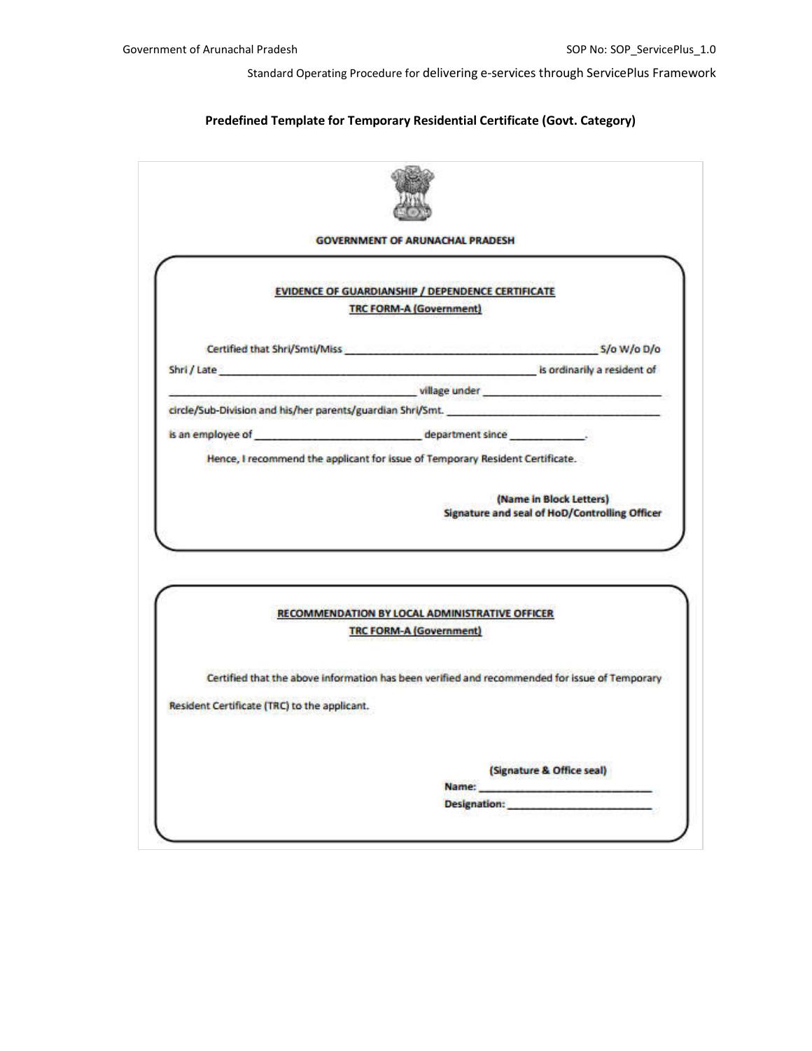**Predefined Template for Temporary Residential Certificate (Govt. Category)**

GOVERNMENT OF ARUNACHAL PRADESH

**EVIDENCE OF GUARDIANSHIP / DEPENDENCE CERTIFICATE**

**TRC FORM-A (Government)**

Certified that Shri/Smti/Miss ________________________________________ S/o W/o D/o Shri / Late ________________________________________ is ordinarily a resident of ______________________________ village under ______________________________ circle/Sub-Division and his/her parents/guardian Shri/Smt. ______________________________ is an employee of ______________________ department since ____________.

Hence, I recommend the applicant for issue of Temporary Resident Certificate.

**(Name in Block Letters)**
**Signature and seal of HoD/Controlling Officer**

**RECOMMENDATION BY LOCAL ADMINISTRATIVE OFFICER**

**TRC FORM-A (Government)**

Certified that the above information has been verified and recommended for issue of Temporary Resident Certificate (TRC) to the applicant.

**(Signature & Office seal)**
**Name:** ______________________
**Designation:** ______________________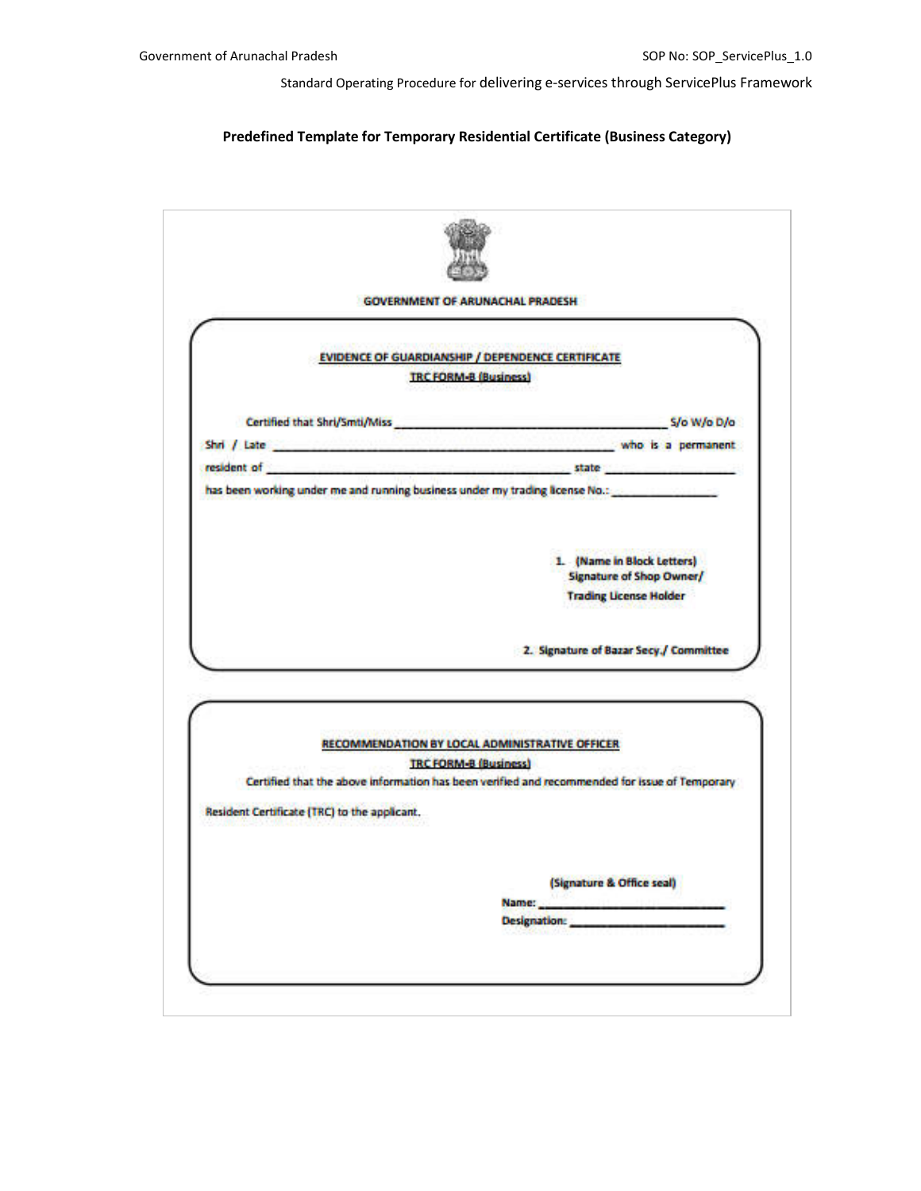**Predefined Template for Temporary Residential Certificate (Business Category)**

GOVERNMENT OF ARUNACHAL PRADESH

**EVIDENCE OF GUARDIANSHIP / DEPENDENCE CERTIFICATE**

**TRC FORM-B (Business)**

Certified that Shri/Smti/Miss ______________________________ S/o W/o D/o Shri / Late ______________________________ who is a permanent resident of ______________________________ state ______________ has been working under me and running business under my trading license No.: ______________

1. (Name in Block Letters)
   Signature of Shop Owner/
   Trading License Holder

2. Signature of Bazar Secy./ Committee

**RECOMMENDATION BY LOCAL ADMINISTRATIVE OFFICER**

**TRC FORM-B (Business)**

Certified that the above information has been verified and recommended for issue of Temporary Resident Certificate (TRC) to the applicant.

(Signature & Office seal)

Name: ______________________

Designation: ______________________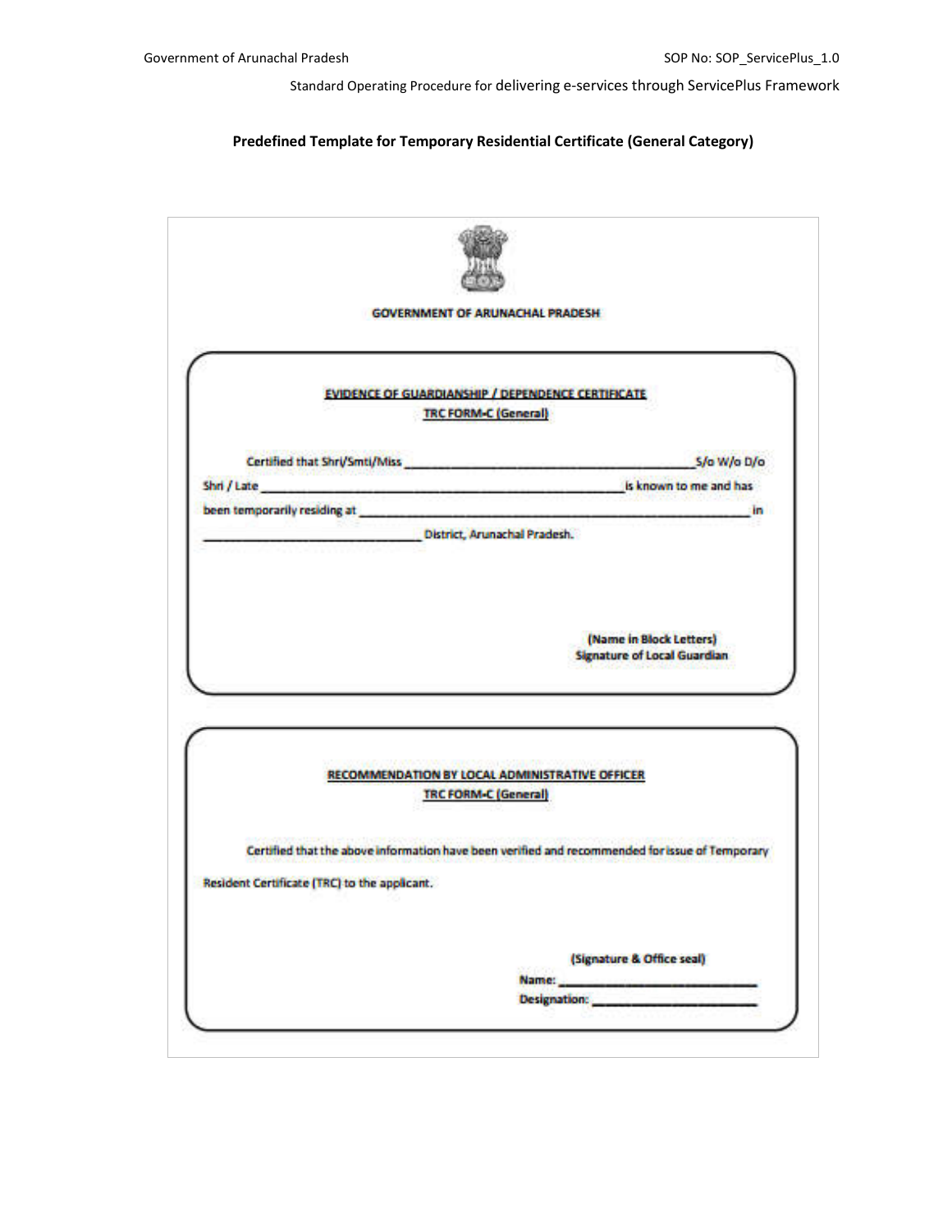**Predefined Template for Temporary Residential Certificate (General Category)**

GOVERNMENT OF ARUNACHAL PRADESH

**EVIDENCE OF GUARDIANSHIP / DEPENDENCE CERTIFICATE**

**TRC FORM-C (General)**

Certified that Shri/Smti/Miss _______________________________ S/o W/o D/o Shri / Late _______________________________ is known to me and has been temporarily residing at _______________________________ in _______________________ District, Arunachal Pradesh.

(Name in Block Letters)
Signature of Local Guardian

**RECOMMENDATION BY LOCAL ADMINISTRATIVE OFFICER**

**TRC FORM-C (General)**

Certified that the above information have been verified and recommended for issue of Temporary Resident Certificate (TRC) to the applicant.

(Signature & Office seal)
Name: _______________________
Designation: _______________________